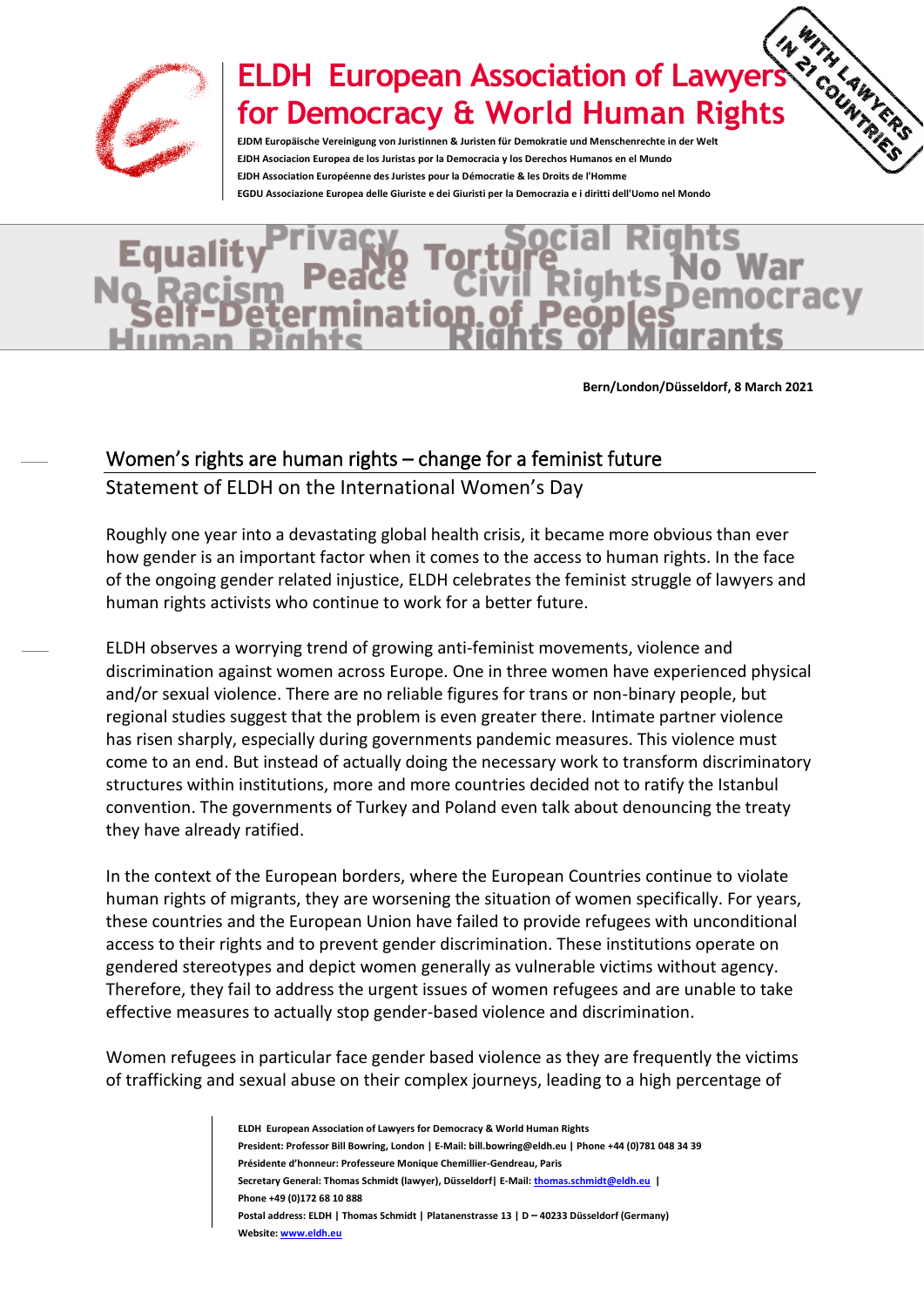# ELDH European Association of Lawyers for Democracy & World Human Rights

**EJDM Europäische Vereinigung von Juristinnen & Juristen für Demokratie und Menschenrechte in der Welt**
**EJDH Asociacion Europea de los Juristas por la Democracia y los Derechos Humanos en el Mundo**
**EJDH Association Européenne des Juristes pour la Démocratie & les Droits de l'Homme**
**EGDU Associazione Europea delle Giuriste e dei Giuristi per la Democrazia e i diritti dell'Uomo nel Mondo**

WITH LAWYERS IN 21 COUNTRIES

Equality Privacy No Torture Social Rights No War No Racism Peace Civil Rights Democracy Self-Determination of Peoples Human Rights Rights of Migrants

**Bern/London/Düsseldorf, 8 March 2021**

## Women's rights are human rights – change for a feminist future

Statement of ELDH on the International Women's Day

Roughly one year into a devastating global health crisis, it became more obvious than ever how gender is an important factor when it comes to the access to human rights. In the face of the ongoing gender related injustice, ELDH celebrates the feminist struggle of lawyers and human rights activists who continue to work for a better future.

ELDH observes a worrying trend of growing anti-feminist movements, violence and discrimination against women across Europe. One in three women have experienced physical and/or sexual violence. There are no reliable figures for trans or non-binary people, but regional studies suggest that the problem is even greater there. Intimate partner violence has risen sharply, especially during governments pandemic measures. This violence must come to an end. But instead of actually doing the necessary work to transform discriminatory structures within institutions, more and more countries decided not to ratify the Istanbul convention. The governments of Turkey and Poland even talk about denouncing the treaty they have already ratified.

In the context of the European borders, where the European Countries continue to violate human rights of migrants, they are worsening the situation of women specifically. For years, these countries and the European Union have failed to provide refugees with unconditional access to their rights and to prevent gender discrimination. These institutions operate on gendered stereotypes and depict women generally as vulnerable victims without agency. Therefore, they fail to address the urgent issues of women refugees and are unable to take effective measures to actually stop gender-based violence and discrimination.

Women refugees in particular face gender based violence as they are frequently the victims of trafficking and sexual abuse on their complex journeys, leading to a high percentage of

**ELDH European Association of Lawyers for Democracy & World Human Rights**
**President: Professor Bill Bowring, London | E-Mail: bill.bowring@eldh.eu | Phone +44 (0)781 048 34 39**
**Présidente d'honneur: Professeure Monique Chemillier-Gendreau, Paris**
**Secretary General: Thomas Schmidt (lawyer), Düsseldorf| E-Mail: thomas.schmidt@eldh.eu |**
**Phone +49 (0)172 68 10 888**
**Postal address: ELDH | Thomas Schmidt | Platanenstrasse 13 | D – 40233 Düsseldorf (Germany)**
**Website: www.eldh.eu**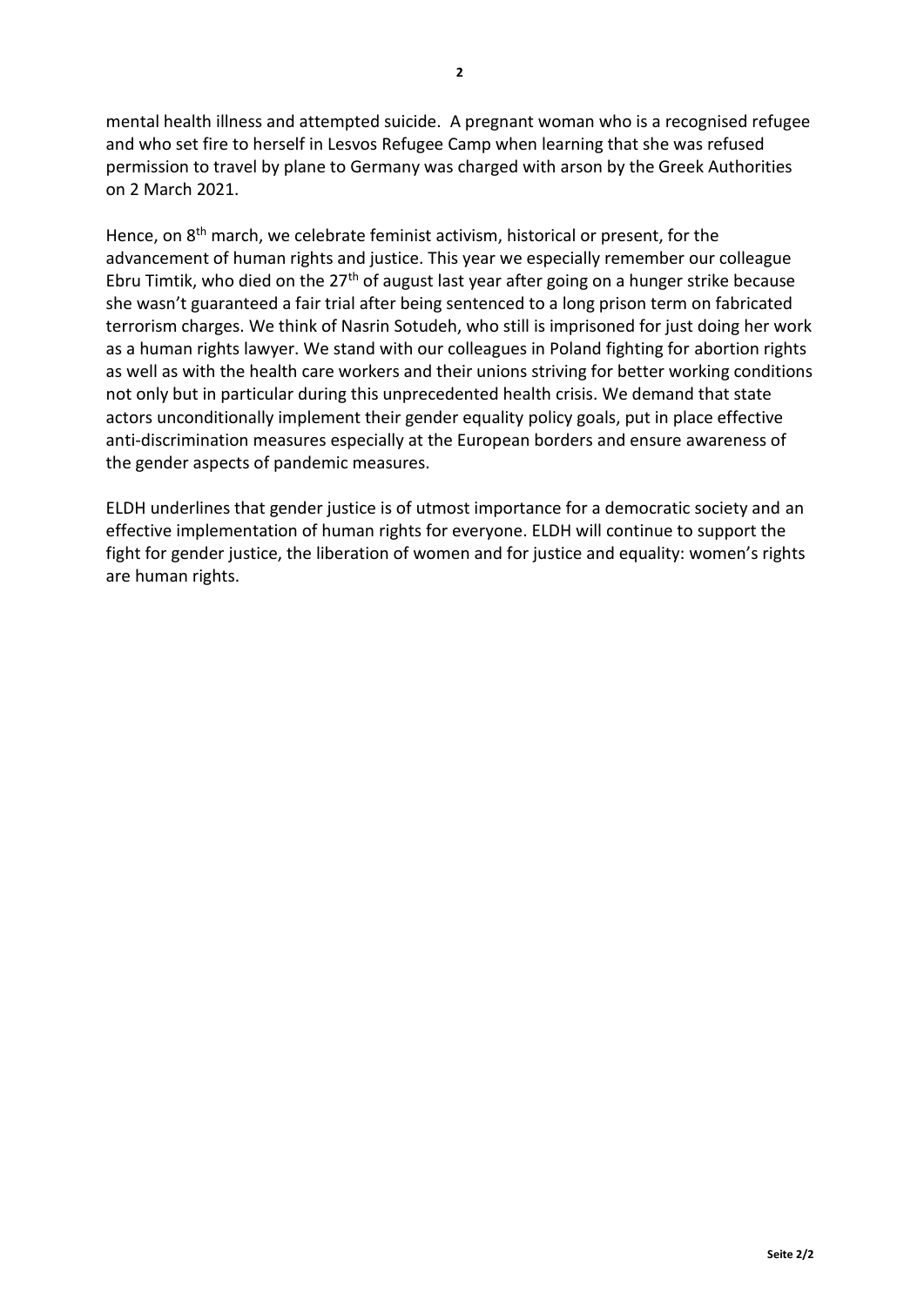mental health illness and attempted suicide. A pregnant woman who is a recognised refugee and who set fire to herself in Lesvos Refugee Camp when learning that she was refused permission to travel by plane to Germany was charged with arson by the Greek Authorities on 2 March 2021.

Hence, on 8th march, we celebrate feminist activism, historical or present, for the advancement of human rights and justice. This year we especially remember our colleague Ebru Timtik, who died on the 27th of august last year after going on a hunger strike because she wasn't guaranteed a fair trial after being sentenced to a long prison term on fabricated terrorism charges. We think of Nasrin Sotudeh, who still is imprisoned for just doing her work as a human rights lawyer. We stand with our colleagues in Poland fighting for abortion rights as well as with the health care workers and their unions striving for better working conditions not only but in particular during this unprecedented health crisis. We demand that state actors unconditionally implement their gender equality policy goals, put in place effective anti-discrimination measures especially at the European borders and ensure awareness of the gender aspects of pandemic measures.

ELDH underlines that gender justice is of utmost importance for a democratic society and an effective implementation of human rights for everyone. ELDH will continue to support the fight for gender justice, the liberation of women and for justice and equality: women's rights are human rights.